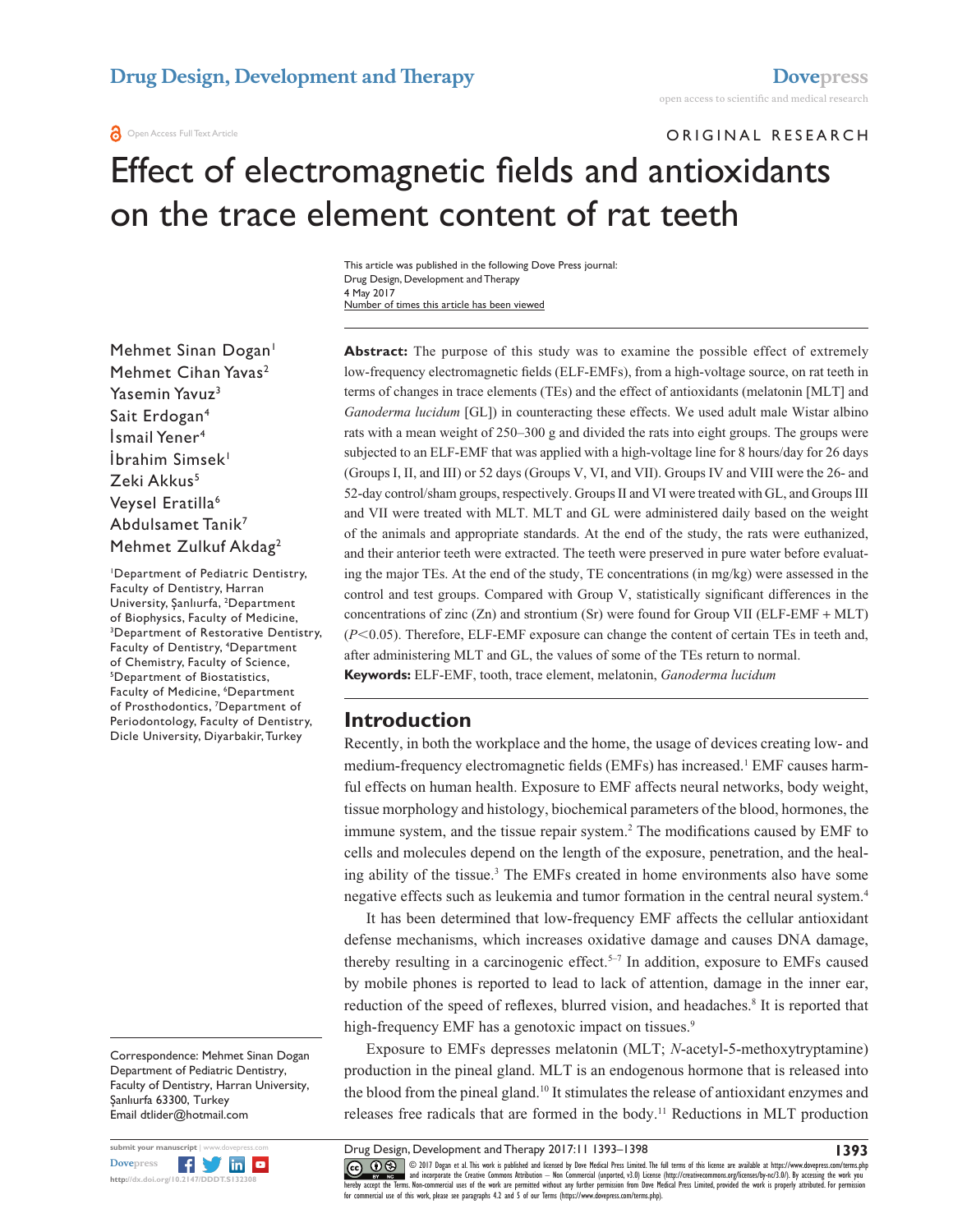# Effect of electromagnetic fields and antioxidants on the trace element content of rat teeth

Mehmet Sinan Dogan[1]
Mehmet Cihan Yavas[2]
Yasemin Yavuz[3]
Sait Erdogan[4]
İsmail Yener[4]
İbrahim Simsek[1]
Zeki Akkus[5]
Veysel Eratilla[6]
Abdulsamet Tanik[7]
Mehmet Zulkuf Akdag[2]

[1]Department of Pediatric Dentistry, Faculty of Dentistry, Harran University, Şanlıurfa, [2]Department of Biophysics, Faculty of Medicine, [3]Department of Restorative Dentistry, Faculty of Dentistry, [4]Department of Chemistry, Faculty of Science, [5]Department of Biostatistics, Faculty of Medicine, [6]Department of Prosthodontics, [7]Department of Periodontology, Faculty of Dentistry, Dicle University, Diyarbakir, Turkey

Correspondence: Mehmet Sinan Dogan
Department of Pediatric Dentistry, Faculty of Dentistry, Harran University, Şanlıurfa 63300, Turkey
Email dtlider@hotmail.com

**Abstract:** The purpose of this study was to examine the possible effect of extremely low-frequency electromagnetic fields (ELF-EMFs), from a high-voltage source, on rat teeth in terms of changes in trace elements (TEs) and the effect of antioxidants (melatonin [MLT] and *Ganoderma lucidum* [GL]) in counteracting these effects. We used adult male Wistar albino rats with a mean weight of 250–300 g and divided the rats into eight groups. The groups were subjected to an ELF-EMF that was applied with a high-voltage line for 8 hours/day for 26 days (Groups I, II, and III) or 52 days (Groups V, VI, and VII). Groups IV and VIII were the 26- and 52-day control/sham groups, respectively. Groups II and VI were treated with GL, and Groups III and VII were treated with MLT. MLT and GL were administered daily based on the weight of the animals and appropriate standards. At the end of the study, the rats were euthanized, and their anterior teeth were extracted. The teeth were preserved in pure water before evaluating the major TEs. At the end of the study, TE concentrations (in mg/kg) were assessed in the control and test groups. Compared with Group V, statistically significant differences in the concentrations of zinc (Zn) and strontium (Sr) were found for Group VII (ELF-EMF + MLT) ($P<0.05$). Therefore, ELF-EMF exposure can change the content of certain TEs in teeth and, after administering MLT and GL, the values of some of the TEs return to normal.

**Keywords:** ELF-EMF, tooth, trace element, melatonin, *Ganoderma lucidum*

## Introduction

Recently, in both the workplace and the home, the usage of devices creating low- and medium-frequency electromagnetic fields (EMFs) has increased.[1] EMF causes harmful effects on human health. Exposure to EMF affects neural networks, body weight, tissue morphology and histology, biochemical parameters of the blood, hormones, the immune system, and the tissue repair system.[2] The modifications caused by EMF to cells and molecules depend on the length of the exposure, penetration, and the healing ability of the tissue.[3] The EMFs created in home environments also have some negative effects such as leukemia and tumor formation in the central neural system.[4]

It has been determined that low-frequency EMF affects the cellular antioxidant defense mechanisms, which increases oxidative damage and causes DNA damage, thereby resulting in a carcinogenic effect.[5–7] In addition, exposure to EMFs caused by mobile phones is reported to lead to lack of attention, damage in the inner ear, reduction of the speed of reflexes, blurred vision, and headaches.[8] It is reported that high-frequency EMF has a genotoxic impact on tissues.[9]

Exposure to EMFs depresses melatonin (MLT; *N*-acetyl-5-methoxytryptamine) production in the pineal gland. MLT is an endogenous hormone that is released into the blood from the pineal gland.[10] It stimulates the release of antioxidant enzymes and releases free radicals that are formed in the body.[11] Reductions in MLT production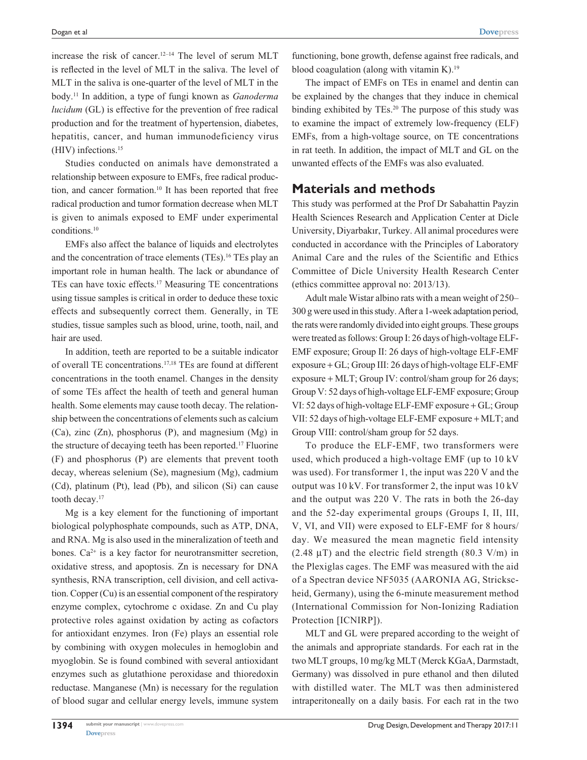increase the risk of cancer.[12–14] The level of serum MLT is reflected in the level of MLT in the saliva. The level of MLT in the saliva is one-quarter of the level of MLT in the body.[11] In addition, a type of fungi known as *Ganoderma lucidum* (GL) is effective for the prevention of free radical production and for the treatment of hypertension, diabetes, hepatitis, cancer, and human immunodeficiency virus (HIV) infections.[15]

Studies conducted on animals have demonstrated a relationship between exposure to EMFs, free radical production, and cancer formation.[10] It has been reported that free radical production and tumor formation decrease when MLT is given to animals exposed to EMF under experimental conditions.[10]

EMFs also affect the balance of liquids and electrolytes and the concentration of trace elements (TEs).[16] TEs play an important role in human health. The lack or abundance of TEs can have toxic effects.[17] Measuring TE concentrations using tissue samples is critical in order to deduce these toxic effects and subsequently correct them. Generally, in TE studies, tissue samples such as blood, urine, tooth, nail, and hair are used.

In addition, teeth are reported to be a suitable indicator of overall TE concentrations.[17,18] TEs are found at different concentrations in the tooth enamel. Changes in the density of some TEs affect the health of teeth and general human health. Some elements may cause tooth decay. The relationship between the concentrations of elements such as calcium (Ca), zinc (Zn), phosphorus (P), and magnesium (Mg) in the structure of decaying teeth has been reported.[17] Fluorine (F) and phosphorus (P) are elements that prevent tooth decay, whereas selenium (Se), magnesium (Mg), cadmium (Cd), platinum (Pt), lead (Pb), and silicon (Si) can cause tooth decay.[17]

Mg is a key element for the functioning of important biological polyphosphate compounds, such as ATP, DNA, and RNA. Mg is also used in the mineralization of teeth and bones. $Ca^{2+}$ is a key factor for neurotransmitter secretion, oxidative stress, and apoptosis. Zn is necessary for DNA synthesis, RNA transcription, cell division, and cell activation. Copper (Cu) is an essential component of the respiratory enzyme complex, cytochrome c oxidase. Zn and Cu play protective roles against oxidation by acting as cofactors for antioxidant enzymes. Iron (Fe) plays an essential role by combining with oxygen molecules in hemoglobin and myoglobin. Se is found combined with several antioxidant enzymes such as glutathione peroxidase and thioredoxin reductase. Manganese (Mn) is necessary for the regulation of blood sugar and cellular energy levels, immune system functioning, bone growth, defense against free radicals, and blood coagulation (along with vitamin K).[19]

The impact of EMFs on TEs in enamel and dentin can be explained by the changes that they induce in chemical binding exhibited by TEs.[20] The purpose of this study was to examine the impact of extremely low-frequency (ELF) EMFs, from a high-voltage source, on TE concentrations in rat teeth. In addition, the impact of MLT and GL on the unwanted effects of the EMFs was also evaluated.

## Materials and methods

This study was performed at the Prof Dr Sabahattin Payzin Health Sciences Research and Application Center at Dicle University, Diyarbakır, Turkey. All animal procedures were conducted in accordance with the Principles of Laboratory Animal Care and the rules of the Scientific and Ethics Committee of Dicle University Health Research Center (ethics committee approval no: 2013/13).

Adult male Wistar albino rats with a mean weight of 250–300 g were used in this study. After a 1-week adaptation period, the rats were randomly divided into eight groups. These groups were treated as follows: Group I: 26 days of high-voltage ELF-EMF exposure; Group II: 26 days of high-voltage ELF-EMF exposure + GL; Group III: 26 days of high-voltage ELF-EMF exposure + MLT; Group IV: control/sham group for 26 days; Group V: 52 days of high-voltage ELF-EMF exposure; Group VI: 52 days of high-voltage ELF-EMF exposure + GL; Group VII: 52 days of high-voltage ELF-EMF exposure + MLT; and Group VIII: control/sham group for 52 days.

To produce the ELF-EMF, two transformers were used, which produced a high-voltage EMF (up to 10 kV was used). For transformer 1, the input was 220 V and the output was 10 kV. For transformer 2, the input was 10 kV and the output was 220 V. The rats in both the 26-day and the 52-day experimental groups (Groups I, II, III, V, VI, and VII) were exposed to ELF-EMF for 8 hours/day. We measured the mean magnetic field intensity (2.48 μT) and the electric field strength (80.3 V/m) in the Plexiglas cages. The EMF was measured with the aid of a Spectran device NF5035 (AARONIA AG, Strickscheid, Germany), using the 6-minute measurement method (International Commission for Non-Ionizing Radiation Protection [ICNIRP]).

MLT and GL were prepared according to the weight of the animals and appropriate standards. For each rat in the two MLT groups, 10 mg/kg MLT (Merck KGaA, Darmstadt, Germany) was dissolved in pure ethanol and then diluted with distilled water. The MLT was then administered intraperitoneally on a daily basis. For each rat in the two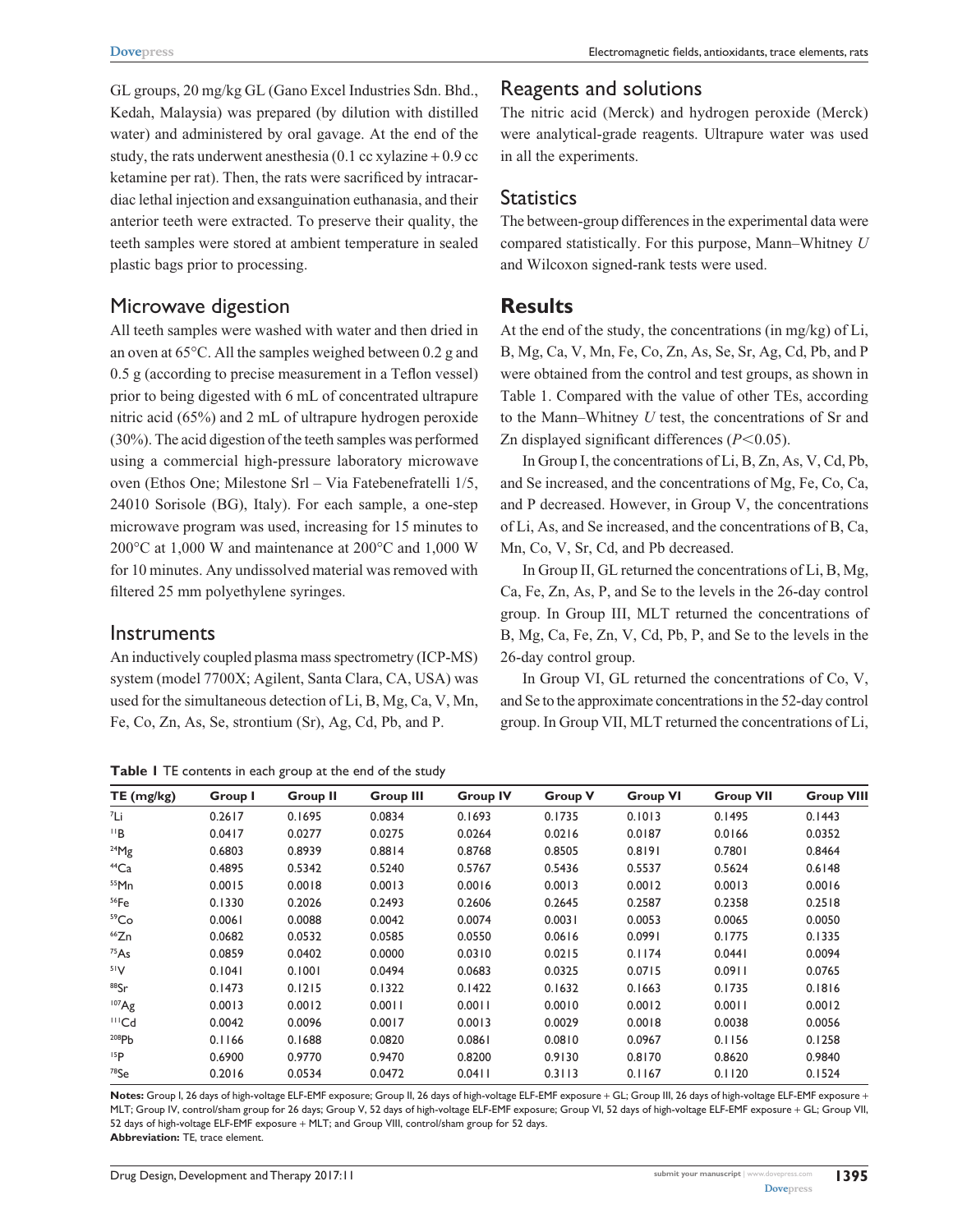GL groups, 20 mg/kg GL (Gano Excel Industries Sdn. Bhd., Kedah, Malaysia) was prepared (by dilution with distilled water) and administered by oral gavage. At the end of the study, the rats underwent anesthesia (0.1 cc xylazine + 0.9 cc ketamine per rat). Then, the rats were sacrificed by intracardiac lethal injection and exsanguination euthanasia, and their anterior teeth were extracted. To preserve their quality, the teeth samples were stored at ambient temperature in sealed plastic bags prior to processing.

## Microwave digestion

All teeth samples were washed with water and then dried in an oven at 65°C. All the samples weighed between 0.2 g and 0.5 g (according to precise measurement in a Teflon vessel) prior to being digested with 6 mL of concentrated ultrapure nitric acid (65%) and 2 mL of ultrapure hydrogen peroxide (30%). The acid digestion of the teeth samples was performed using a commercial high-pressure laboratory microwave oven (Ethos One; Milestone Srl – Via Fatebenefratelli 1/5, 24010 Sorisole (BG), Italy). For each sample, a one-step microwave program was used, increasing for 15 minutes to 200°C at 1,000 W and maintenance at 200°C and 1,000 W for 10 minutes. Any undissolved material was removed with filtered 25 mm polyethylene syringes.

## Instruments

An inductively coupled plasma mass spectrometry (ICP-MS) system (model 7700X; Agilent, Santa Clara, CA, USA) was used for the simultaneous detection of Li, B, Mg, Ca, V, Mn, Fe, Co, Zn, As, Se, strontium (Sr), Ag, Cd, Pb, and P.

## Reagents and solutions

The nitric acid (Merck) and hydrogen peroxide (Merck) were analytical-grade reagents. Ultrapure water was used in all the experiments.

## Statistics

The between-group differences in the experimental data were compared statistically. For this purpose, Mann–Whitney *U* and Wilcoxon signed-rank tests were used.

# Results

At the end of the study, the concentrations (in mg/kg) of Li, B, Mg, Ca, V, Mn, Fe, Co, Zn, As, Se, Sr, Ag, Cd, Pb, and P were obtained from the control and test groups, as shown in Table 1. Compared with the value of other TEs, according to the Mann–Whitney *U* test, the concentrations of Sr and Zn displayed significant differences ($P<0.05$).

In Group I, the concentrations of Li, B, Zn, As, V, Cd, Pb, and Se increased, and the concentrations of Mg, Fe, Co, Ca, and P decreased. However, in Group V, the concentrations of Li, As, and Se increased, and the concentrations of B, Ca, Mn, Co, V, Sr, Cd, and Pb decreased.

In Group II, GL returned the concentrations of Li, B, Mg, Ca, Fe, Zn, As, P, and Se to the levels in the 26-day control group. In Group III, MLT returned the concentrations of B, Mg, Ca, Fe, Zn, V, Cd, Pb, P, and Se to the levels in the 26-day control group.

In Group VI, GL returned the concentrations of Co, V, and Se to the approximate concentrations in the 52-day control group. In Group VII, MLT returned the concentrations of Li,

**Table 1** TE contents in each group at the end of the study

| TE (mg/kg) | Group I | Group II | Group III | Group IV | Group V | Group VI | Group VII | Group VIII |
|---|---|---|---|---|---|---|---|---|
| $^{7}$Li | 0.2617 | 0.1695 | 0.0834 | 0.1693 | 0.1735 | 0.1013 | 0.1495 | 0.1443 |
| $^{11}$B | 0.0417 | 0.0277 | 0.0275 | 0.0264 | 0.0216 | 0.0187 | 0.0166 | 0.0352 |
| $^{24}$Mg | 0.6803 | 0.8939 | 0.8814 | 0.8768 | 0.8505 | 0.8191 | 0.7801 | 0.8464 |
| $^{44}$Ca | 0.4895 | 0.5342 | 0.5240 | 0.5767 | 0.5436 | 0.5537 | 0.5624 | 0.6148 |
| $^{55}$Mn | 0.0015 | 0.0018 | 0.0013 | 0.0016 | 0.0013 | 0.0012 | 0.0013 | 0.0016 |
| $^{56}$Fe | 0.1330 | 0.2026 | 0.2493 | 0.2606 | 0.2645 | 0.2587 | 0.2358 | 0.2518 |
| $^{59}$Co | 0.0061 | 0.0088 | 0.0042 | 0.0074 | 0.0031 | 0.0053 | 0.0065 | 0.0050 |
| $^{66}$Zn | 0.0682 | 0.0532 | 0.0585 | 0.0550 | 0.0616 | 0.0991 | 0.1775 | 0.1335 |
| $^{75}$As | 0.0859 | 0.0402 | 0.0000 | 0.0310 | 0.0215 | 0.1174 | 0.0441 | 0.0094 |
| $^{51}$V | 0.1041 | 0.1001 | 0.0494 | 0.0683 | 0.0325 | 0.0715 | 0.0911 | 0.0765 |
| $^{88}$Sr | 0.1473 | 0.1215 | 0.1322 | 0.1422 | 0.1632 | 0.1663 | 0.1735 | 0.1816 |
| $^{107}$Ag | 0.0013 | 0.0012 | 0.0011 | 0.0011 | 0.0010 | 0.0012 | 0.0011 | 0.0012 |
| $^{111}$Cd | 0.0042 | 0.0096 | 0.0017 | 0.0013 | 0.0029 | 0.0018 | 0.0038 | 0.0056 |
| $^{208}$Pb | 0.1166 | 0.1688 | 0.0820 | 0.0861 | 0.0810 | 0.0967 | 0.1156 | 0.1258 |
| $^{15}$P | 0.6900 | 0.9770 | 0.9470 | 0.8200 | 0.9130 | 0.8170 | 0.8620 | 0.9840 |
| $^{78}$Se | 0.2016 | 0.0534 | 0.0472 | 0.0411 | 0.3113 | 0.1167 | 0.1120 | 0.1524 |

**Notes:** Group I, 26 days of high-voltage ELF-EMF exposure; Group II, 26 days of high-voltage ELF-EMF exposure + GL; Group III, 26 days of high-voltage ELF-EMF exposure + MLT; Group IV, control/sham group for 26 days; Group V, 52 days of high-voltage ELF-EMF exposure; Group VI, 52 days of high-voltage ELF-EMF exposure + GL; Group VII, 52 days of high-voltage ELF-EMF exposure + MLT; and Group VIII, control/sham group for 52 days.
**Abbreviation:** TE, trace element.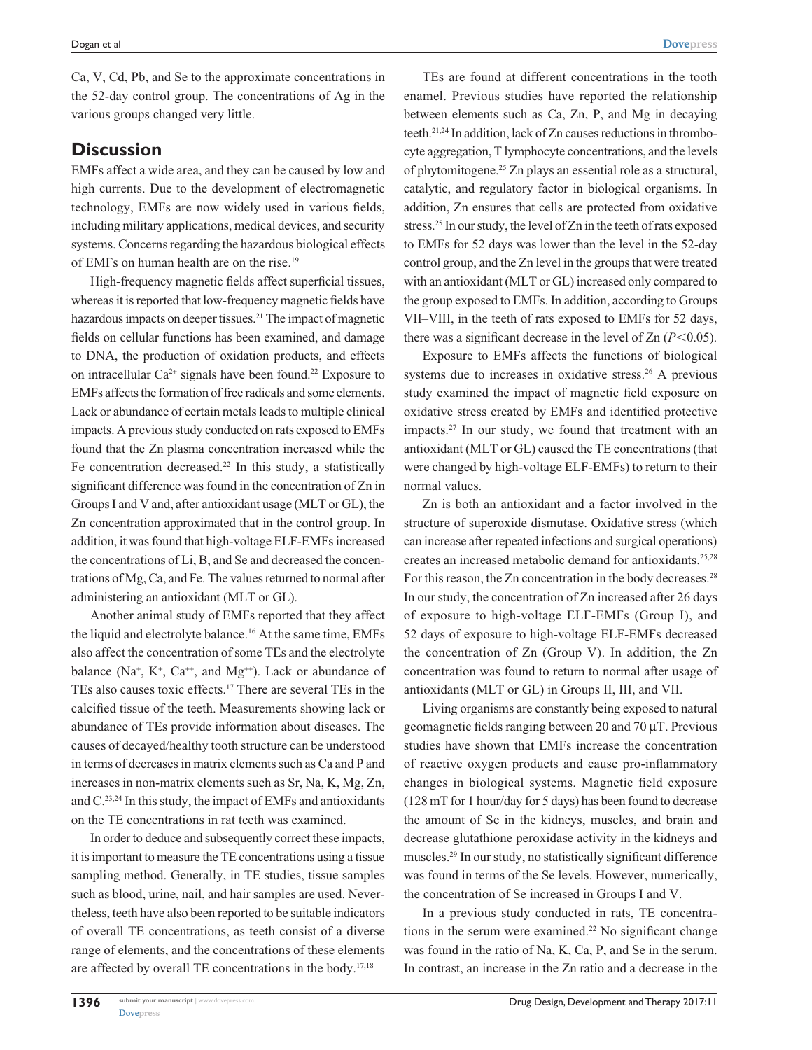Ca, V, Cd, Pb, and Se to the approximate concentrations in the 52-day control group. The concentrations of Ag in the various groups changed very little.

## Discussion

EMFs affect a wide area, and they can be caused by low and high currents. Due to the development of electromagnetic technology, EMFs are now widely used in various fields, including military applications, medical devices, and security systems. Concerns regarding the hazardous biological effects of EMFs on human health are on the rise.[19]

High-frequency magnetic fields affect superficial tissues, whereas it is reported that low-frequency magnetic fields have hazardous impacts on deeper tissues.[21] The impact of magnetic fields on cellular functions has been examined, and damage to DNA, the production of oxidation products, and effects on intracellular $Ca^{2+}$ signals have been found.[22] Exposure to EMFs affects the formation of free radicals and some elements. Lack or abundance of certain metals leads to multiple clinical impacts. A previous study conducted on rats exposed to EMFs found that the Zn plasma concentration increased while the Fe concentration decreased.[22] In this study, a statistically significant difference was found in the concentration of Zn in Groups I and V and, after antioxidant usage (MLT or GL), the Zn concentration approximated that in the control group. In addition, it was found that high-voltage ELF-EMFs increased the concentrations of Li, B, and Se and decreased the concentrations of Mg, Ca, and Fe. The values returned to normal after administering an antioxidant (MLT or GL).

Another animal study of EMFs reported that they affect the liquid and electrolyte balance.[16] At the same time, EMFs also affect the concentration of some TEs and the electrolyte balance ($Na^{+}$, $K^{+}$, $Ca^{++}$, and $Mg^{++}$). Lack or abundance of TEs also causes toxic effects.[17] There are several TEs in the calcified tissue of the teeth. Measurements showing lack or abundance of TEs provide information about diseases. The causes of decayed/healthy tooth structure can be understood in terms of decreases in matrix elements such as Ca and P and increases in non-matrix elements such as Sr, Na, K, Mg, Zn, and C.[23,24] In this study, the impact of EMFs and antioxidants on the TE concentrations in rat teeth was examined.

In order to deduce and subsequently correct these impacts, it is important to measure the TE concentrations using a tissue sampling method. Generally, in TE studies, tissue samples such as blood, urine, nail, and hair samples are used. Nevertheless, teeth have also been reported to be suitable indicators of overall TE concentrations, as teeth consist of a diverse range of elements, and the concentrations of these elements are affected by overall TE concentrations in the body.[17,18]

TEs are found at different concentrations in the tooth enamel. Previous studies have reported the relationship between elements such as Ca, Zn, P, and Mg in decaying teeth.[21,24] In addition, lack of Zn causes reductions in thrombocyte aggregation, T lymphocyte concentrations, and the levels of phytomitogene.[25] Zn plays an essential role as a structural, catalytic, and regulatory factor in biological organisms. In addition, Zn ensures that cells are protected from oxidative stress.[25] In our study, the level of Zn in the teeth of rats exposed to EMFs for 52 days was lower than the level in the 52-day control group, and the Zn level in the groups that were treated with an antioxidant (MLT or GL) increased only compared to the group exposed to EMFs. In addition, according to Groups VII–VIII, in the teeth of rats exposed to EMFs for 52 days, there was a significant decrease in the level of Zn ($P<0.05$).

Exposure to EMFs affects the functions of biological systems due to increases in oxidative stress.[26] A previous study examined the impact of magnetic field exposure on oxidative stress created by EMFs and identified protective impacts.[27] In our study, we found that treatment with an antioxidant (MLT or GL) caused the TE concentrations (that were changed by high-voltage ELF-EMFs) to return to their normal values.

Zn is both an antioxidant and a factor involved in the structure of superoxide dismutase. Oxidative stress (which can increase after repeated infections and surgical operations) creates an increased metabolic demand for antioxidants.[25,28] For this reason, the Zn concentration in the body decreases.[28] In our study, the concentration of Zn increased after 26 days of exposure to high-voltage ELF-EMFs (Group I), and 52 days of exposure to high-voltage ELF-EMFs decreased the concentration of Zn (Group V). In addition, the Zn concentration was found to return to normal after usage of antioxidants (MLT or GL) in Groups II, III, and VII.

Living organisms are constantly being exposed to natural geomagnetic fields ranging between 20 and 70 µT. Previous studies have shown that EMFs increase the concentration of reactive oxygen products and cause pro-inflammatory changes in biological systems. Magnetic field exposure (128 mT for 1 hour/day for 5 days) has been found to decrease the amount of Se in the kidneys, muscles, and brain and decrease glutathione peroxidase activity in the kidneys and muscles.[29] In our study, no statistically significant difference was found in terms of the Se levels. However, numerically, the concentration of Se increased in Groups I and V.

In a previous study conducted in rats, TE concentrations in the serum were examined.[22] No significant change was found in the ratio of Na, K, Ca, P, and Se in the serum. In contrast, an increase in the Zn ratio and a decrease in the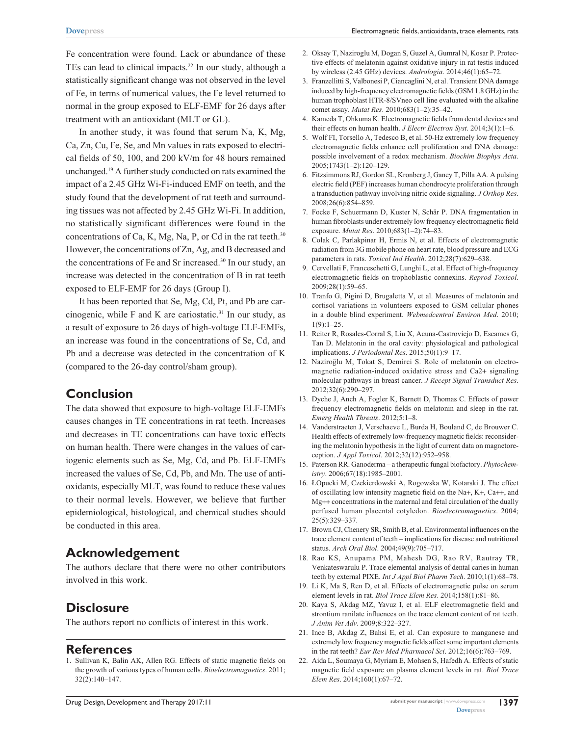Fe concentration were found. Lack or abundance of these TEs can lead to clinical impacts.[22] In our study, although a statistically significant change was not observed in the level of Fe, in terms of numerical values, the Fe level returned to normal in the group exposed to ELF-EMF for 26 days after treatment with an antioxidant (MLT or GL).

In another study, it was found that serum Na, K, Mg, Ca, Zn, Cu, Fe, Se, and Mn values in rats exposed to electrical fields of 50, 100, and 200 kV/m for 48 hours remained unchanged.[19] A further study conducted on rats examined the impact of a 2.45 GHz Wi-Fi-induced EMF on teeth, and the study found that the development of rat teeth and surrounding tissues was not affected by 2.45 GHz Wi-Fi. In addition, no statistically significant differences were found in the concentrations of Ca, K, Mg, Na, P, or Cd in the rat teeth.[30] However, the concentrations of Zn, Ag, and B decreased and the concentrations of Fe and Sr increased.[30] In our study, an increase was detected in the concentration of B in rat teeth exposed to ELF-EMF for 26 days (Group I).

It has been reported that Se, Mg, Cd, Pt, and Pb are carcinogenic, while F and K are cariostatic.[31] In our study, as a result of exposure to 26 days of high-voltage ELF-EMFs, an increase was found in the concentrations of Se, Cd, and Pb and a decrease was detected in the concentration of K (compared to the 26-day control/sham group).

## Conclusion

The data showed that exposure to high-voltage ELF-EMFs causes changes in TE concentrations in rat teeth. Increases and decreases in TE concentrations can have toxic effects on human health. There were changes in the values of cariogenic elements such as Se, Mg, Cd, and Pb. ELF-EMFs increased the values of Se, Cd, Pb, and Mn. The use of antioxidants, especially MLT, was found to reduce these values to their normal levels. However, we believe that further epidemiological, histological, and chemical studies should be conducted in this area.

## Acknowledgement

The authors declare that there were no other contributors involved in this work.

## Disclosure

The authors report no conflicts of interest in this work.

## References

1. Sullivan K, Balin AK, Allen RG. Effects of static magnetic fields on the growth of various types of human cells. *Bioelectromagnetics*. 2011; 32(2):140–147.
2. Oksay T, Naziroglu M, Dogan S, Guzel A, Gumral N, Kosar P. Protective effects of melatonin against oxidative injury in rat testis induced by wireless (2.45 GHz) devices. *Andrologia*. 2014;46(1):65–72.
3. Franzellitti S, Valbonesi P, Ciancaglini N, et al. Transient DNA damage induced by high-frequency electromagnetic fields (GSM 1.8 GHz) in the human trophoblast HTR-8/SVneo cell line evaluated with the alkaline comet assay. *Mutat Res*. 2010;683(1–2):35–42.
4. Kameda T, Ohkuma K. Electromagnetic fields from dental devices and their effects on human health. *J Electr Electron Syst*. 2014;3(1):1–6.
5. Wolf FI, Torsello A, Tedesco B, et al. 50-Hz extremely low frequency electromagnetic fields enhance cell proliferation and DNA damage: possible involvement of a redox mechanism. *Biochim Biophys Acta*. 2005;1743(1–2):120–129.
6. Fitzsimmons RJ, Gordon SL, Kronberg J, Ganey T, Pilla AA. A pulsing electric field (PEF) increases human chondrocyte proliferation through a transduction pathway involving nitric oxide signaling. *J Orthop Res*. 2008;26(6):854–859.
7. Focke F, Schuermann D, Kuster N, Schär P. DNA fragmentation in human fibroblasts under extremely low frequency electromagnetic field exposure. *Mutat Res*. 2010;683(1–2):74–83.
8. Colak C, Parlakpinar H, Ermis N, et al. Effects of electromagnetic radiation from 3G mobile phone on heart rate, blood pressure and ECG parameters in rats. *Toxicol Ind Health*. 2012;28(7):629–638.
9. Cervellati F, Franceschetti G, Lunghi L, et al. Effect of high-frequency electromagnetic fields on trophoblastic connexins. *Reprod Toxicol*. 2009;28(1):59–65.
10. Tranfo G, Pigini D, Brugaletta V, et al. Measures of melatonin and cortisol variations in volunteers exposed to GSM cellular phones in a double blind experiment. *Webmedcentral Environ Med*. 2010; 1(9):1–25.
11. Reiter R, Rosales-Corral S, Liu X, Acuna-Castroviejo D, Escames G, Tan D. Melatonin in the oral cavity: physiological and pathological implications. *J Periodontal Res*. 2015;50(1):9–17.
12. Naziroğlu M, Tokat S, Demirci S. Role of melatonin on electromagnetic radiation-induced oxidative stress and Ca2+ signaling molecular pathways in breast cancer. *J Recept Signal Transduct Res*. 2012;32(6):290–297.
13. Dyche J, Anch A, Fogler K, Barnett D, Thomas C. Effects of power frequency electromagnetic fields on melatonin and sleep in the rat. *Emerg Health Threats*. 2012;5:1–8.
14. Vanderstraeten J, Verschaeve L, Burda H, Bouland C, de Brouwer C. Health effects of extremely low-frequency magnetic fields: reconsidering the melatonin hypothesis in the light of current data on magnetoreception. *J Appl Toxicol*. 2012;32(12):952–958.
15. Paterson RR. Ganoderma – a therapeutic fungal biofactory. *Phytochemistry*. 2006;67(18):1985–2001.
16. ŁOpucki M, Czekierdowski A, Rogowska W, Kotarski J. The effect of oscillating low intensity magnetic field on the Na+, K+, Ca++, and Mg++ concentrations in the maternal and fetal circulation of the dually perfused human placental cotyledon. *Bioelectromagnetics*. 2004; 25(5):329–337.
17. Brown CJ, Chenery SR, Smith B, et al. Environmental influences on the trace element content of teeth – implications for disease and nutritional status. *Arch Oral Biol*. 2004;49(9):705–717.
18. Rao KS, Anupama PM, Mahesh DG, Rao RV, Rautray TR, Venkateswarulu P. Trace elemental analysis of dental caries in human teeth by external PIXE. *Int J Appl Biol Pharm Tech*. 2010;1(1):68–78.
19. Li K, Ma S, Ren D, et al. Effects of electromagnetic pulse on serum element levels in rat. *Biol Trace Elem Res*. 2014;158(1):81–86.
20. Kaya S, Akdag MZ, Yavuz I, et al. ELF electromagnetic field and strontium ranilate influences on the trace element content of rat teeth. *J Anim Vet Adv*. 2009;8:322–327.
21. Ince B, Akdag Z, Bahsi E, et al. Can exposure to manganese and extremely low frequency magnetic fields affect some important elements in the rat teeth? *Eur Rev Med Pharmacol Sci*. 2012;16(6):763–769.
22. Aida L, Soumaya G, Myriam E, Mohsen S, Hafedh A. Effects of static magnetic field exposure on plasma element levels in rat. *Biol Trace Elem Res*. 2014;160(1):67–72.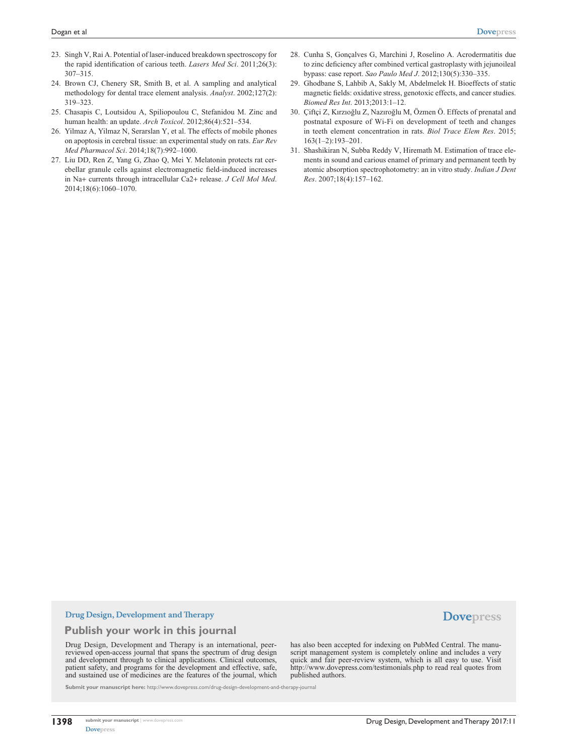23. Singh V, Rai A. Potential of laser-induced breakdown spectroscopy for the rapid identification of carious teeth. *Lasers Med Sci*. 2011;26(3):307–315.
24. Brown CJ, Chenery SR, Smith B, et al. A sampling and analytical methodology for dental trace element analysis. *Analyst*. 2002;127(2):319–323.
25. Chasapis C, Loutsidou A, Spiliopoulou C, Stefanidou M. Zinc and human health: an update. *Arch Toxicol*. 2012;86(4):521–534.
26. Yilmaz A, Yilmaz N, Serarslan Y, et al. The effects of mobile phones on apoptosis in cerebral tissue: an experimental study on rats. *Eur Rev Med Pharmacol Sci*. 2014;18(7):992–1000.
27. Liu DD, Ren Z, Yang G, Zhao Q, Mei Y. Melatonin protects rat cerebellar granule cells against electromagnetic field-induced increases in Na+ currents through intracellular Ca2+ release. *J Cell Mol Med*. 2014;18(6):1060–1070.
28. Cunha S, Gonçalves G, Marchini J, Roselino A. Acrodermatitis due to zinc deficiency after combined vertical gastroplasty with jejunoileal bypass: case report. *Sao Paulo Med J*. 2012;130(5):330–335.
29. Ghodbane S, Lahbib A, Sakly M, Abdelmelek H. Bioeffects of static magnetic fields: oxidative stress, genotoxic effects, and cancer studies. *Biomed Res Int*. 2013;2013:1–12.
30. Çiftçi Z, Kırzıoğlu Z, Nazıroğlu M, Özmen Ö. Effects of prenatal and postnatal exposure of Wi-Fi on development of teeth and changes in teeth element concentration in rats. *Biol Trace Elem Res*. 2015;163(1–2):193–201.
31. Shashikiran N, Subba Reddy V, Hiremath M. Estimation of trace elements in sound and carious enamel of primary and permanent teeth by atomic absorption spectrophotometry: an in vitro study. *Indian J Dent Res*. 2007;18(4):157–162.

**Drug Design, Development and Therapy**

**Dovepress**

## Publish your work in this journal

Drug Design, Development and Therapy is an international, peer-reviewed open-access journal that spans the spectrum of drug design and development through to clinical applications. Clinical outcomes, patient safety, and programs for the development and effective, safe, and sustained use of medicines are the features of the journal, which has also been accepted for indexing on PubMed Central. The manuscript management system is completely online and includes a very quick and fair peer-review system, which is all easy to use. Visit http://www.dovepress.com/testimonials.php to read real quotes from published authors.

**Submit your manuscript here:** http://www.dovepress.com/drug-design-development-and-therapy-journal